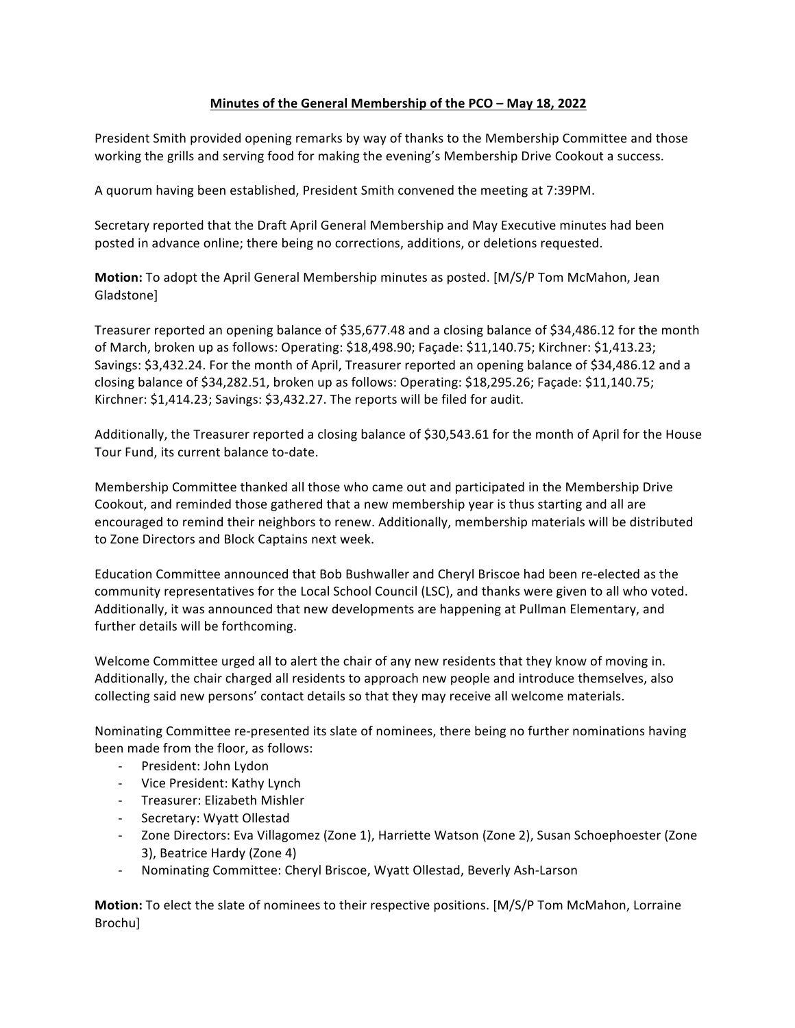**Minutes of the General Membership of the PCO – May 18, 2022**

President Smith provided opening remarks by way of thanks to the Membership Committee and those working the grills and serving food for making the evening's Membership Drive Cookout a success.

A quorum having been established, President Smith convened the meeting at 7:39PM.

Secretary reported that the Draft April General Membership and May Executive minutes had been posted in advance online; there being no corrections, additions, or deletions requested.

**Motion:** To adopt the April General Membership minutes as posted. [M/S/P Tom McMahon, Jean Gladstone]

Treasurer reported an opening balance of $35,677.48 and a closing balance of $34,486.12 for the month of March, broken up as follows: Operating: $18,498.90; Façade: $11,140.75; Kirchner: $1,413.23; Savings: $3,432.24. For the month of April, Treasurer reported an opening balance of $34,486.12 and a closing balance of $34,282.51, broken up as follows: Operating: $18,295.26; Façade: $11,140.75; Kirchner: $1,414.23; Savings: $3,432.27. The reports will be filed for audit.

Additionally, the Treasurer reported a closing balance of $30,543.61 for the month of April for the House Tour Fund, its current balance to-date.

Membership Committee thanked all those who came out and participated in the Membership Drive Cookout, and reminded those gathered that a new membership year is thus starting and all are encouraged to remind their neighbors to renew. Additionally, membership materials will be distributed to Zone Directors and Block Captains next week.

Education Committee announced that Bob Bushwaller and Cheryl Briscoe had been re-elected as the community representatives for the Local School Council (LSC), and thanks were given to all who voted. Additionally, it was announced that new developments are happening at Pullman Elementary, and further details will be forthcoming.

Welcome Committee urged all to alert the chair of any new residents that they know of moving in. Additionally, the chair charged all residents to approach new people and introduce themselves, also collecting said new persons' contact details so that they may receive all welcome materials.

Nominating Committee re-presented its slate of nominees, there being no further nominations having been made from the floor, as follows:

- President: John Lydon
- Vice President: Kathy Lynch
- Treasurer: Elizabeth Mishler
- Secretary: Wyatt Ollestad
- Zone Directors: Eva Villagomez (Zone 1), Harriette Watson (Zone 2), Susan Schoephoester (Zone 3), Beatrice Hardy (Zone 4)
- Nominating Committee: Cheryl Briscoe, Wyatt Ollestad, Beverly Ash-Larson

**Motion:** To elect the slate of nominees to their respective positions. [M/S/P Tom McMahon, Lorraine Brochu]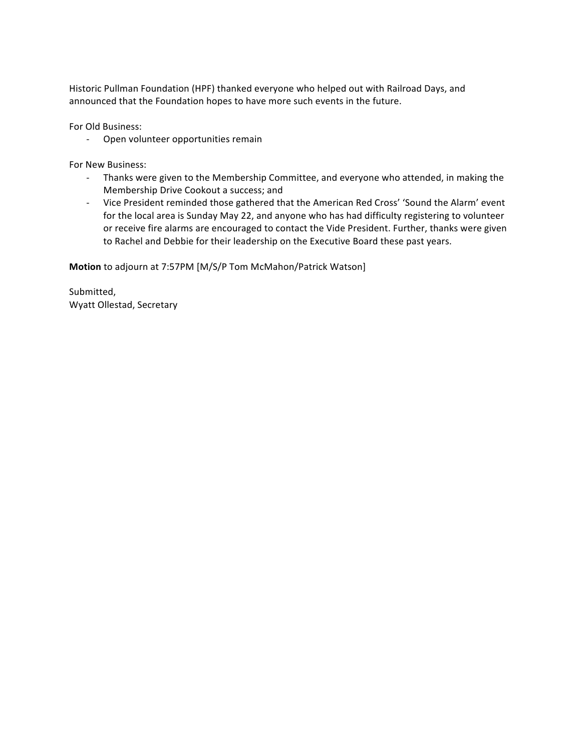Historic Pullman Foundation (HPF) thanked everyone who helped out with Railroad Days, and announced that the Foundation hopes to have more such events in the future.

For Old Business:

- Open volunteer opportunities remain

For New Business:

- Thanks were given to the Membership Committee, and everyone who attended, in making the Membership Drive Cookout a success; and
- Vice President reminded those gathered that the American Red Cross' 'Sound the Alarm' event for the local area is Sunday May 22, and anyone who has had difficulty registering to volunteer or receive fire alarms are encouraged to contact the Vide President. Further, thanks were given to Rachel and Debbie for their leadership on the Executive Board these past years.

**Motion** to adjourn at 7:57PM [M/S/P Tom McMahon/Patrick Watson]

Submitted,
Wyatt Ollestad, Secretary